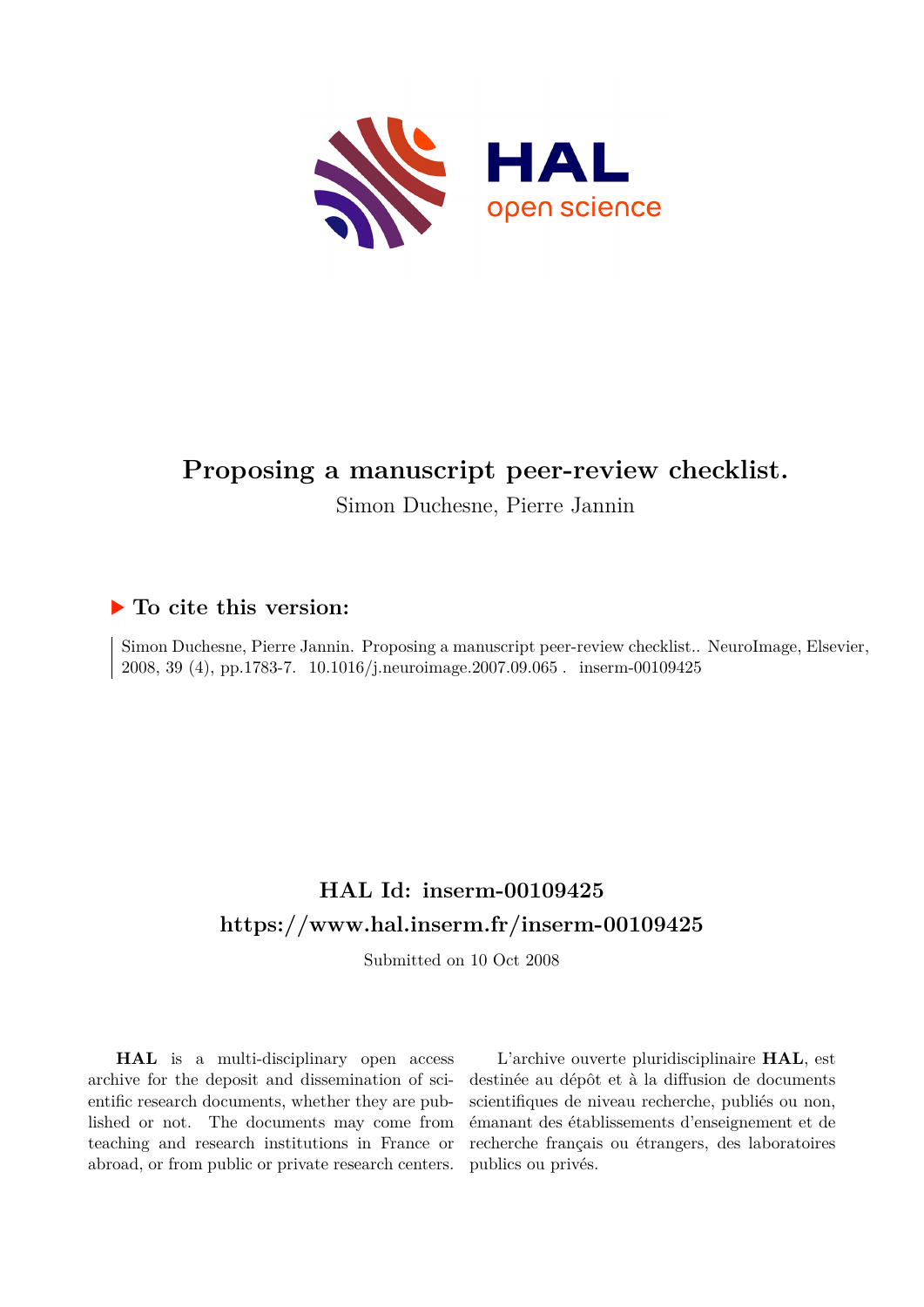# Proposing a manuscript peer-review checklist.

Simon Duchesne, Pierre Jannin

## ▶ To cite this version:

Simon Duchesne, Pierre Jannin. Proposing a manuscript peer-review checklist.. NeuroImage, Elsevier, 2008, 39 (4), pp.1783-7. 10.1016/j.neuroimage.2007.09.065 . inserm-00109425

## HAL Id: inserm-00109425

## https://www.hal.inserm.fr/inserm-00109425

Submitted on 10 Oct 2008

**HAL** is a multi-disciplinary open access archive for the deposit and dissemination of scientific research documents, whether they are published or not. The documents may come from teaching and research institutions in France or abroad, or from public or private research centers.

L'archive ouverte pluridisciplinaire **HAL**, est destinée au dépôt et à la diffusion de documents scientifiques de niveau recherche, publiés ou non, émanant des établissements d'enseignement et de recherche français ou étrangers, des laboratoires publics ou privés.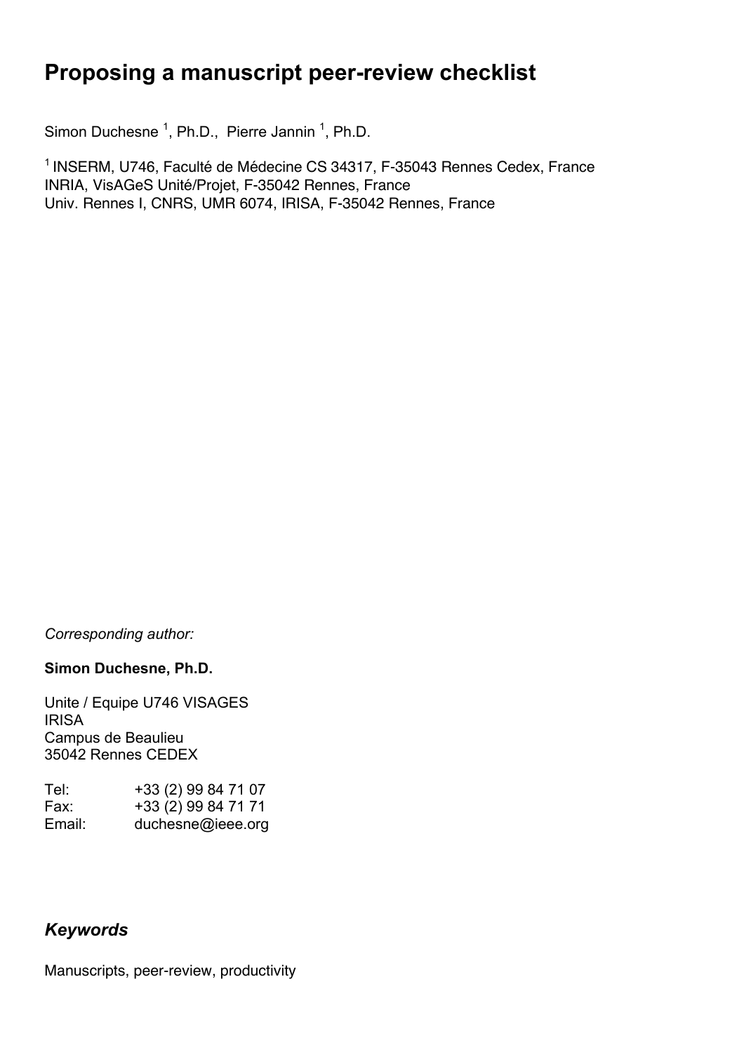# Proposing a manuscript peer-review checklist

Simon Duchesne [1], Ph.D., Pierre Jannin [1], Ph.D.

[1] INSERM, U746, Faculté de Médecine CS 34317, F-35043 Rennes Cedex, France
INRIA, VisAGeS Unité/Projet, F-35042 Rennes, France
Univ. Rennes I, CNRS, UMR 6074, IRISA, F-35042 Rennes, France

*Corresponding author:*

**Simon Duchesne, Ph.D.**

Unite / Equipe U746 VISAGES
IRISA
Campus de Beaulieu
35042 Rennes CEDEX

Tel: +33 (2) 99 84 71 07
Fax: +33 (2) 99 84 71 71
Email: duchesne@ieee.org

## *Keywords*

Manuscripts, peer-review, productivity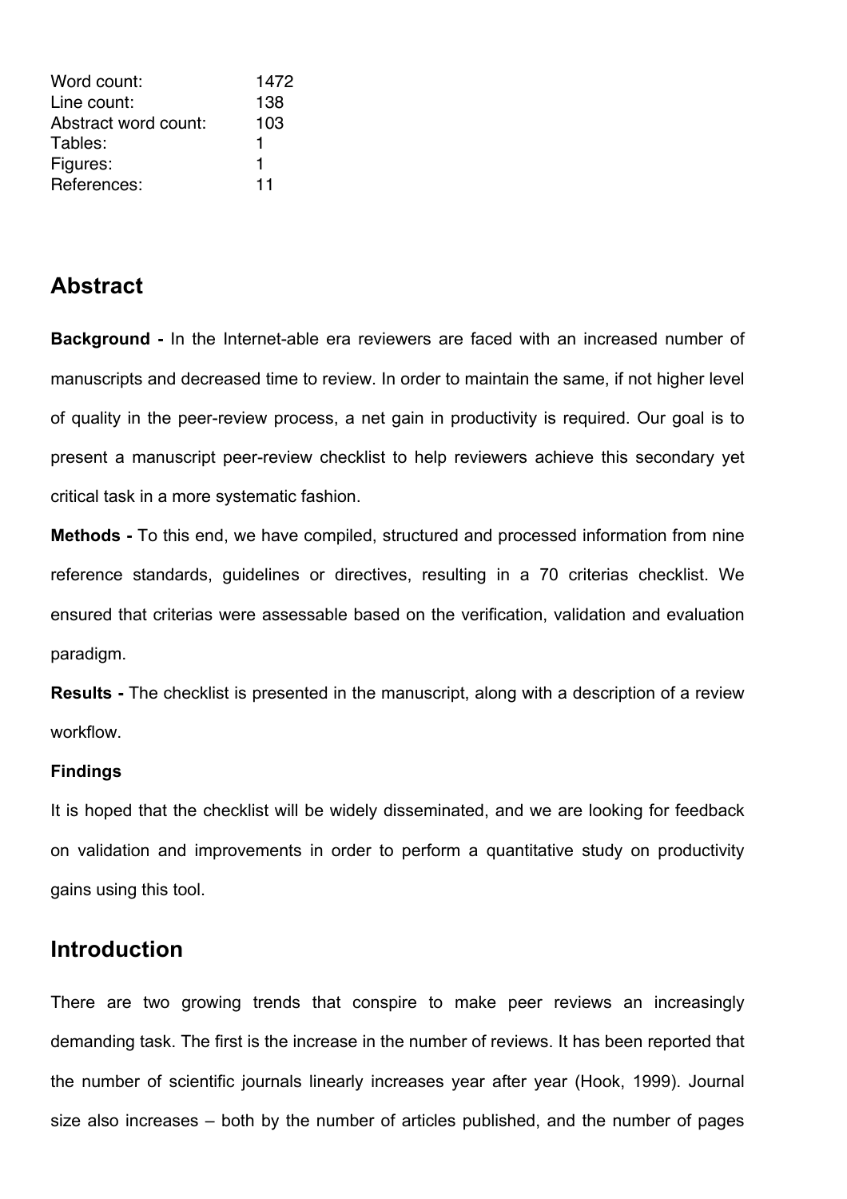| Word count: | 1472 |
| --- | --- |
| Line count: | 138 |
| Abstract word count: | 103 |
| Tables: | 1 |
| Figures: | 1 |
| References: | 11 |

## Abstract

**Background -** In the Internet-able era reviewers are faced with an increased number of manuscripts and decreased time to review. In order to maintain the same, if not higher level of quality in the peer-review process, a net gain in productivity is required. Our goal is to present a manuscript peer-review checklist to help reviewers achieve this secondary yet critical task in a more systematic fashion.

**Methods -** To this end, we have compiled, structured and processed information from nine reference standards, guidelines or directives, resulting in a 70 criterias checklist. We ensured that criterias were assessable based on the verification, validation and evaluation paradigm.

**Results -** The checklist is presented in the manuscript, along with a description of a review workflow.

**Findings**

It is hoped that the checklist will be widely disseminated, and we are looking for feedback on validation and improvements in order to perform a quantitative study on productivity gains using this tool.

## Introduction

There are two growing trends that conspire to make peer reviews an increasingly demanding task. The first is the increase in the number of reviews. It has been reported that the number of scientific journals linearly increases year after year (Hook, 1999). Journal size also increases – both by the number of articles published, and the number of pages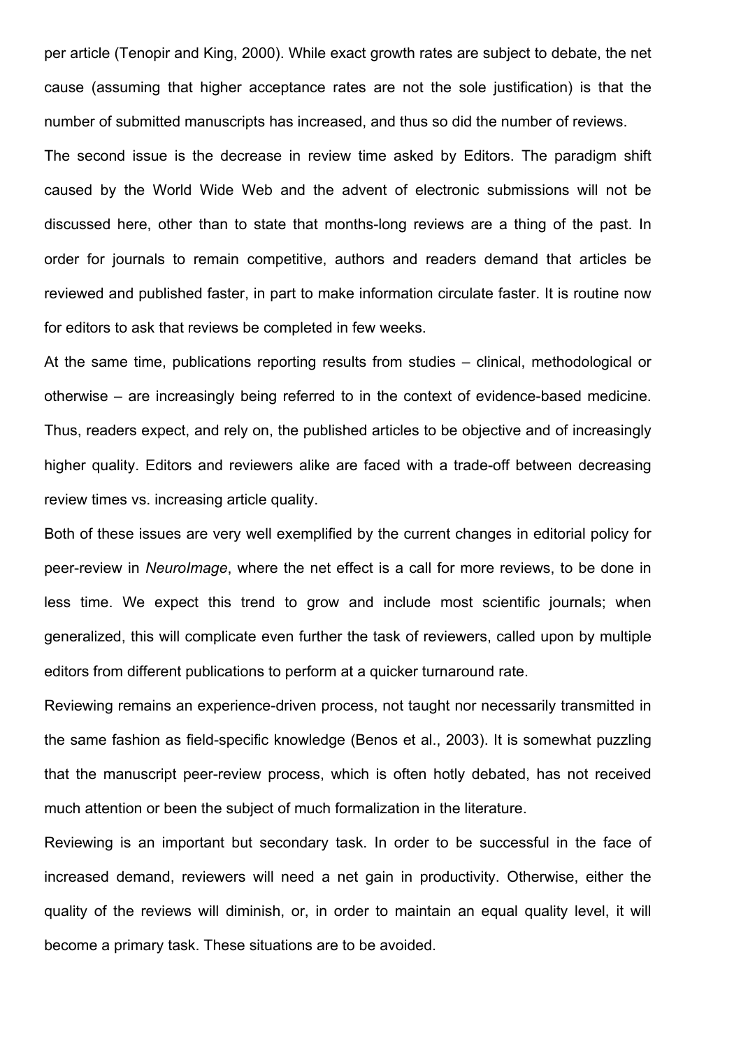per article (Tenopir and King, 2000). While exact growth rates are subject to debate, the net cause (assuming that higher acceptance rates are not the sole justification) is that the number of submitted manuscripts has increased, and thus so did the number of reviews.

The second issue is the decrease in review time asked by Editors. The paradigm shift caused by the World Wide Web and the advent of electronic submissions will not be discussed here, other than to state that months-long reviews are a thing of the past. In order for journals to remain competitive, authors and readers demand that articles be reviewed and published faster, in part to make information circulate faster. It is routine now for editors to ask that reviews be completed in few weeks.

At the same time, publications reporting results from studies – clinical, methodological or otherwise – are increasingly being referred to in the context of evidence-based medicine. Thus, readers expect, and rely on, the published articles to be objective and of increasingly higher quality. Editors and reviewers alike are faced with a trade-off between decreasing review times vs. increasing article quality.

Both of these issues are very well exemplified by the current changes in editorial policy for peer-review in *NeuroImage*, where the net effect is a call for more reviews, to be done in less time. We expect this trend to grow and include most scientific journals; when generalized, this will complicate even further the task of reviewers, called upon by multiple editors from different publications to perform at a quicker turnaround rate.

Reviewing remains an experience-driven process, not taught nor necessarily transmitted in the same fashion as field-specific knowledge (Benos et al., 2003). It is somewhat puzzling that the manuscript peer-review process, which is often hotly debated, has not received much attention or been the subject of much formalization in the literature.

Reviewing is an important but secondary task. In order to be successful in the face of increased demand, reviewers will need a net gain in productivity. Otherwise, either the quality of the reviews will diminish, or, in order to maintain an equal quality level, it will become a primary task. These situations are to be avoided.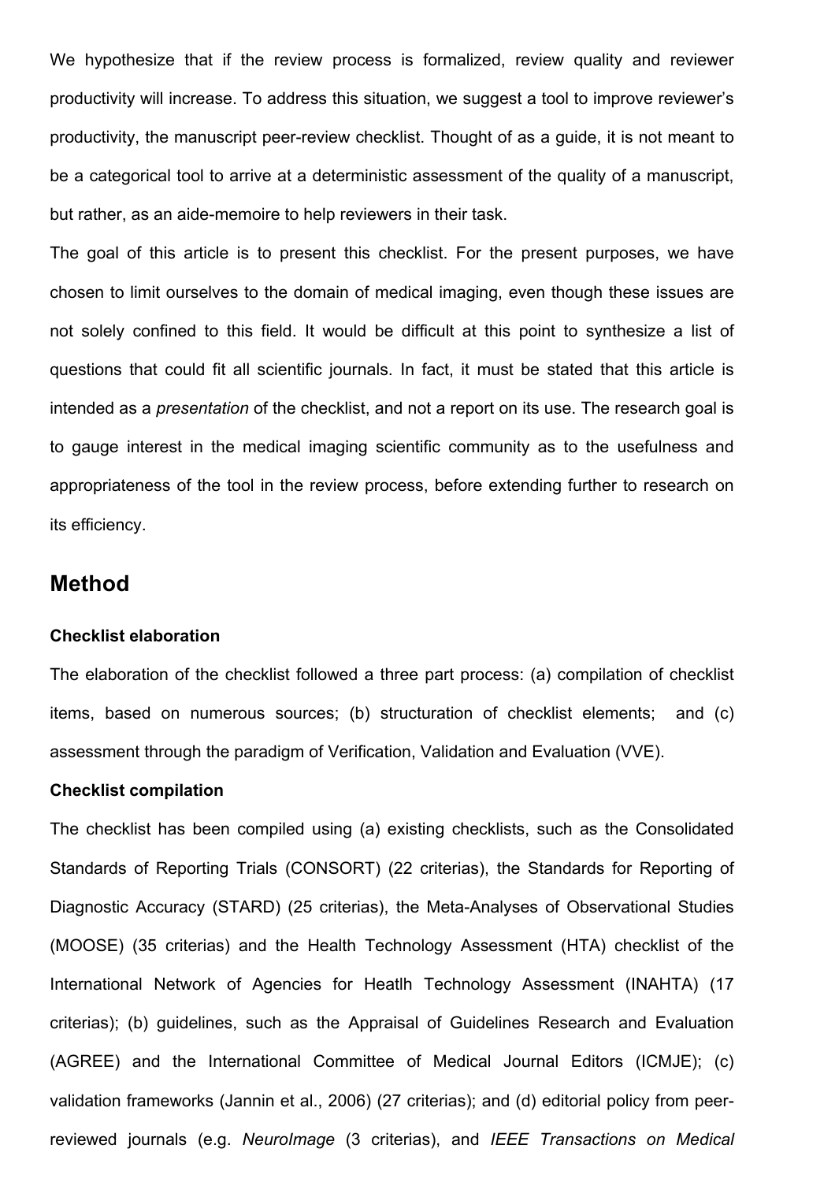We hypothesize that if the review process is formalized, review quality and reviewer productivity will increase. To address this situation, we suggest a tool to improve reviewer's productivity, the manuscript peer-review checklist. Thought of as a guide, it is not meant to be a categorical tool to arrive at a deterministic assessment of the quality of a manuscript, but rather, as an aide-memoire to help reviewers in their task.

The goal of this article is to present this checklist. For the present purposes, we have chosen to limit ourselves to the domain of medical imaging, even though these issues are not solely confined to this field. It would be difficult at this point to synthesize a list of questions that could fit all scientific journals. In fact, it must be stated that this article is intended as a *presentation* of the checklist, and not a report on its use. The research goal is to gauge interest in the medical imaging scientific community as to the usefulness and appropriateness of the tool in the review process, before extending further to research on its efficiency.

## Method

#### Checklist elaboration

The elaboration of the checklist followed a three part process: (a) compilation of checklist items, based on numerous sources; (b) structuration of checklist elements; and (c) assessment through the paradigm of Verification, Validation and Evaluation (VVE).

#### Checklist compilation

The checklist has been compiled using (a) existing checklists, such as the Consolidated Standards of Reporting Trials (CONSORT) (22 criterias), the Standards for Reporting of Diagnostic Accuracy (STARD) (25 criterias), the Meta-Analyses of Observational Studies (MOOSE) (35 criterias) and the Health Technology Assessment (HTA) checklist of the International Network of Agencies for Heatlh Technology Assessment (INAHTA) (17 criterias); (b) guidelines, such as the Appraisal of Guidelines Research and Evaluation (AGREE) and the International Committee of Medical Journal Editors (ICMJE); (c) validation frameworks (Jannin et al., 2006) (27 criterias); and (d) editorial policy from peer-reviewed journals (e.g. *NeuroImage* (3 criterias), and *IEEE Transactions on Medical*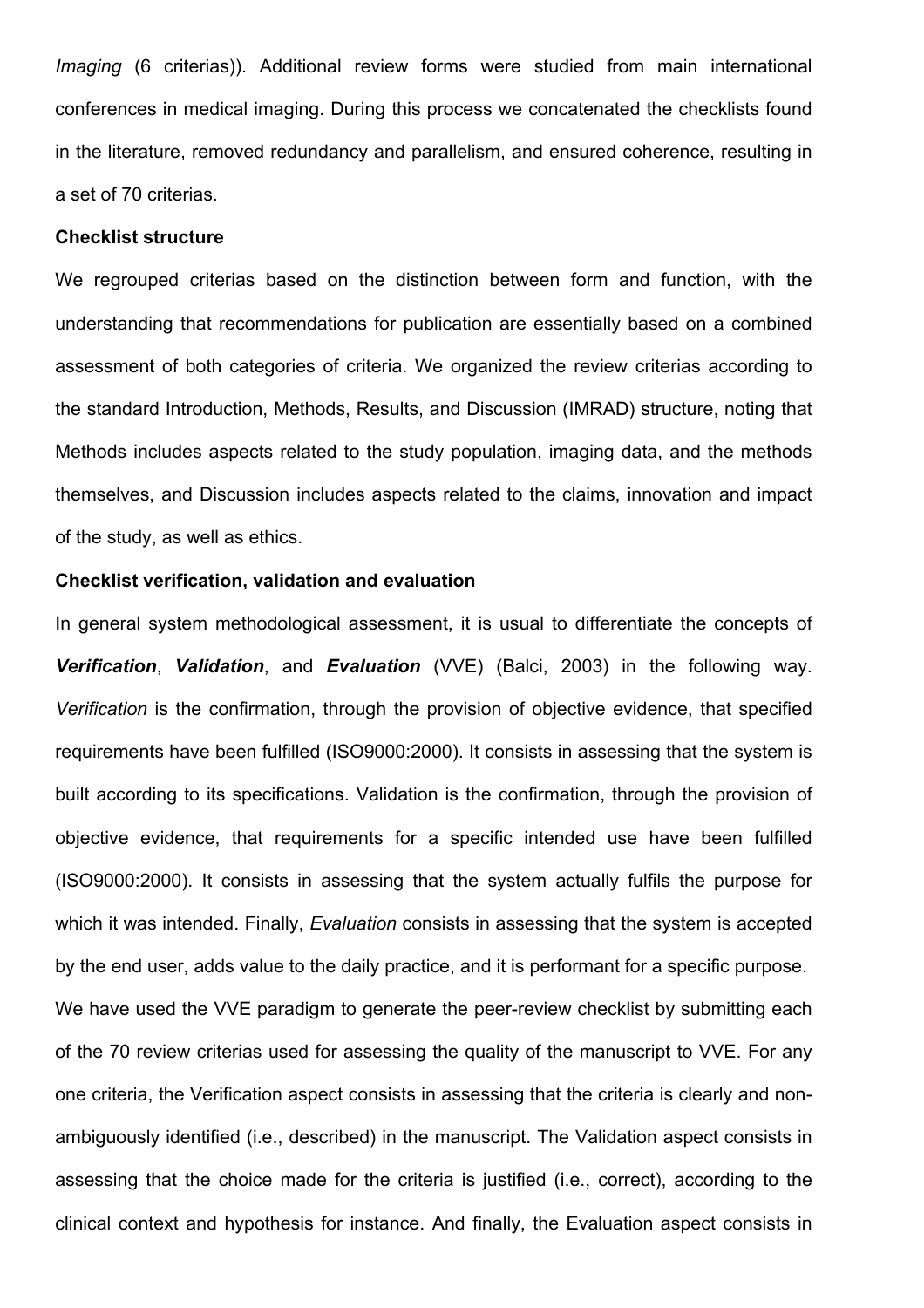*Imaging* (6 criterias)). Additional review forms were studied from main international conferences in medical imaging. During this process we concatenated the checklists found in the literature, removed redundancy and parallelism, and ensured coherence, resulting in a set of 70 criterias.

**Checklist structure**

We regrouped criterias based on the distinction between form and function, with the understanding that recommendations for publication are essentially based on a combined assessment of both categories of criteria. We organized the review criterias according to the standard Introduction, Methods, Results, and Discussion (IMRAD) structure, noting that Methods includes aspects related to the study population, imaging data, and the methods themselves, and Discussion includes aspects related to the claims, innovation and impact of the study, as well as ethics.

**Checklist verification, validation and evaluation**

In general system methodological assessment, it is usual to differentiate the concepts of ***Verification***, ***Validation***, and ***Evaluation*** (VVE) (Balci, 2003) in the following way. *Verification* is the confirmation, through the provision of objective evidence, that specified requirements have been fulfilled (ISO9000:2000). It consists in assessing that the system is built according to its specifications. Validation is the confirmation, through the provision of objective evidence, that requirements for a specific intended use have been fulfilled (ISO9000:2000). It consists in assessing that the system actually fulfils the purpose for which it was intended. Finally, *Evaluation* consists in assessing that the system is accepted by the end user, adds value to the daily practice, and it is performant for a specific purpose.
We have used the VVE paradigm to generate the peer-review checklist by submitting each of the 70 review criterias used for assessing the quality of the manuscript to VVE. For any one criteria, the Verification aspect consists in assessing that the criteria is clearly and non-ambiguously identified (i.e., described) in the manuscript. The Validation aspect consists in assessing that the choice made for the criteria is justified (i.e., correct), according to the clinical context and hypothesis for instance. And finally, the Evaluation aspect consists in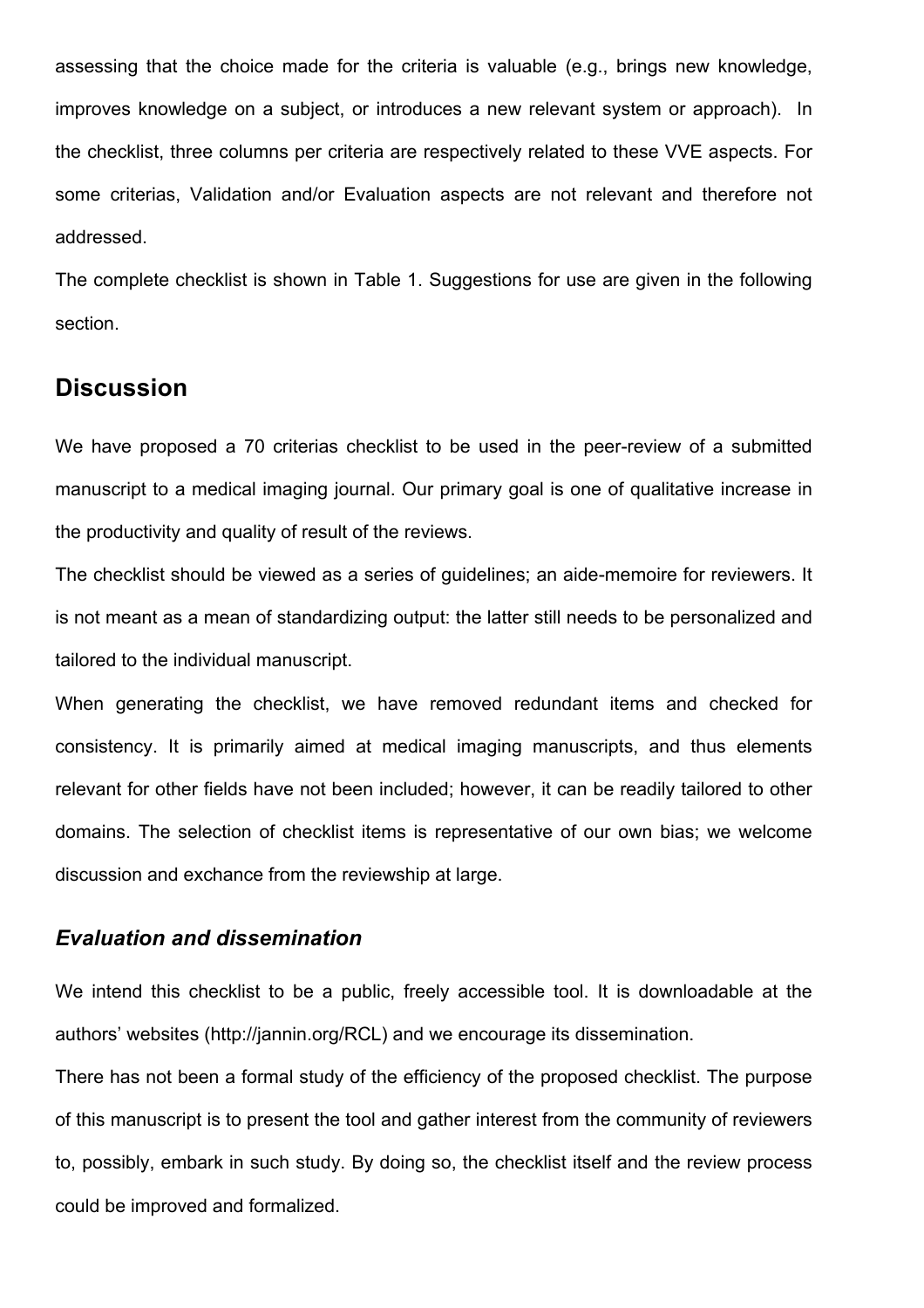assessing that the choice made for the criteria is valuable (e.g., brings new knowledge, improves knowledge on a subject, or introduces a new relevant system or approach). In the checklist, three columns per criteria are respectively related to these VVE aspects. For some criterias, Validation and/or Evaluation aspects are not relevant and therefore not addressed.

The complete checklist is shown in Table 1. Suggestions for use are given in the following section.

## Discussion

We have proposed a 70 criterias checklist to be used in the peer-review of a submitted manuscript to a medical imaging journal. Our primary goal is one of qualitative increase in the productivity and quality of result of the reviews.

The checklist should be viewed as a series of guidelines; an aide-memoire for reviewers. It is not meant as a mean of standardizing output: the latter still needs to be personalized and tailored to the individual manuscript.

When generating the checklist, we have removed redundant items and checked for consistency. It is primarily aimed at medical imaging manuscripts, and thus elements relevant for other fields have not been included; however, it can be readily tailored to other domains. The selection of checklist items is representative of our own bias; we welcome discussion and exchance from the reviewship at large.

### *Evaluation and dissemination*

We intend this checklist to be a public, freely accessible tool. It is downloadable at the authors' websites (http://jannin.org/RCL) and we encourage its dissemination.

There has not been a formal study of the efficiency of the proposed checklist. The purpose of this manuscript is to present the tool and gather interest from the community of reviewers to, possibly, embark in such study. By doing so, the checklist itself and the review process could be improved and formalized.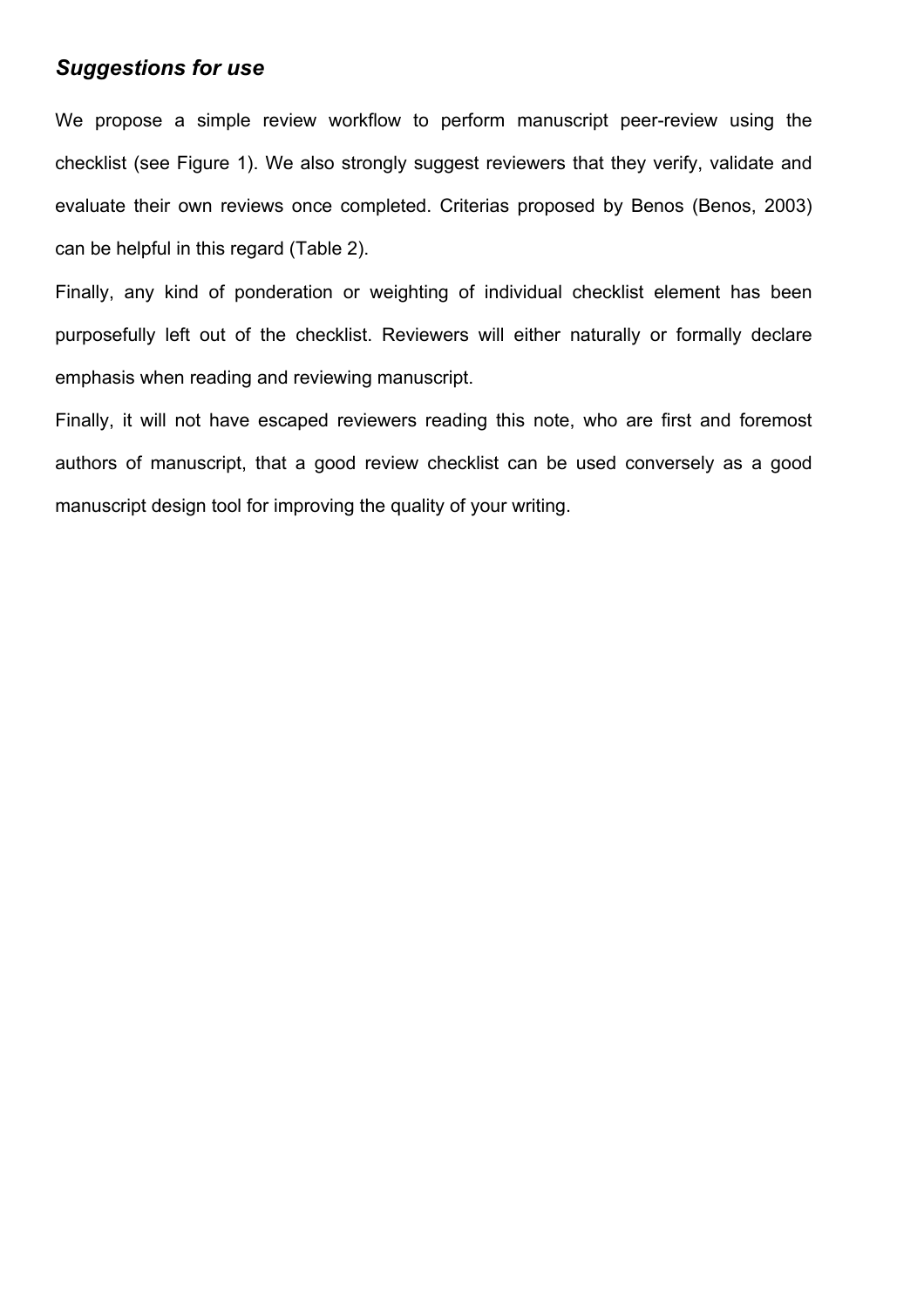### *Suggestions for use*

We propose a simple review workflow to perform manuscript peer-review using the checklist (see Figure 1). We also strongly suggest reviewers that they verify, validate and evaluate their own reviews once completed. Criterias proposed by Benos (Benos, 2003) can be helpful in this regard (Table 2).

Finally, any kind of ponderation or weighting of individual checklist element has been purposefully left out of the checklist. Reviewers will either naturally or formally declare emphasis when reading and reviewing manuscript.

Finally, it will not have escaped reviewers reading this note, who are first and foremost authors of manuscript, that a good review checklist can be used conversely as a good manuscript design tool for improving the quality of your writing.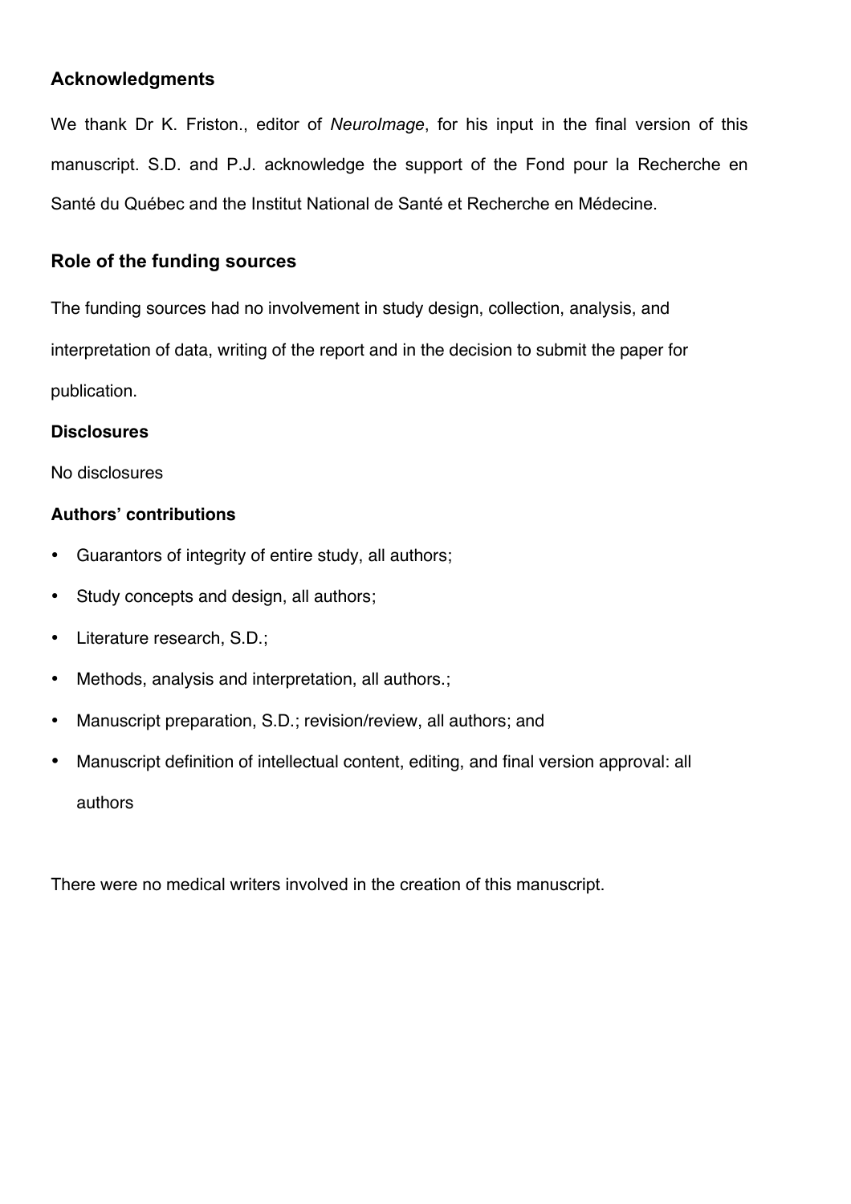## Acknowledgments

We thank Dr K. Friston., editor of *NeuroImage*, for his input in the final version of this manuscript. S.D. and P.J. acknowledge the support of the Fond pour la Recherche en Santé du Québec and the Institut National de Santé et Recherche en Médecine.

## Role of the funding sources

The funding sources had no involvement in study design, collection, analysis, and interpretation of data, writing of the report and in the decision to submit the paper for publication.

### Disclosures

No disclosures

### Authors' contributions

- Guarantors of integrity of entire study, all authors;
- Study concepts and design, all authors;
- Literature research, S.D.;
- Methods, analysis and interpretation, all authors.;
- Manuscript preparation, S.D.; revision/review, all authors; and
- Manuscript definition of intellectual content, editing, and final version approval: all authors

There were no medical writers involved in the creation of this manuscript.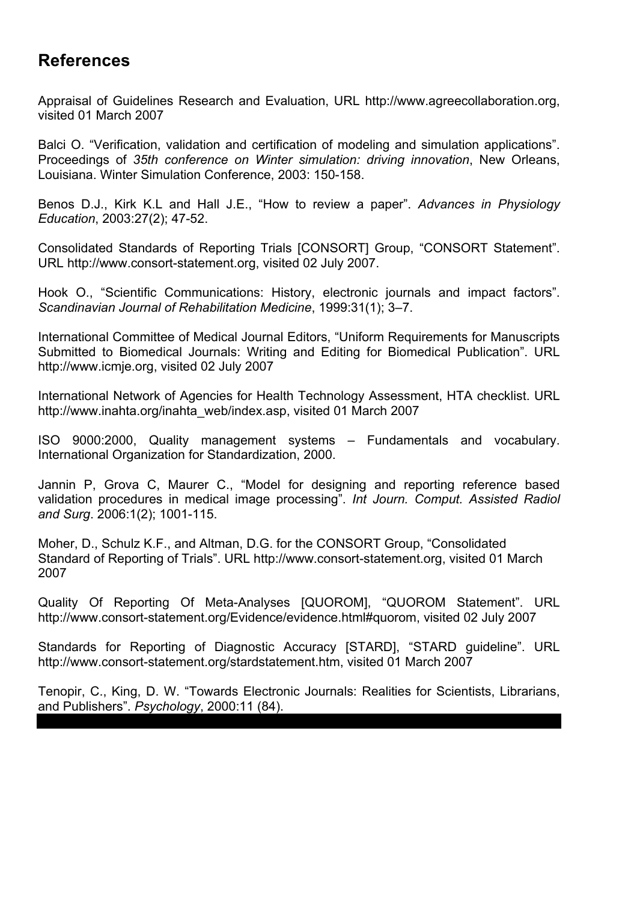## References

Appraisal of Guidelines Research and Evaluation, URL http://www.agreecollaboration.org, visited 01 March 2007

Balci O. "Verification, validation and certification of modeling and simulation applications". Proceedings of *35th conference on Winter simulation: driving innovation*, New Orleans, Louisiana. Winter Simulation Conference, 2003: 150-158.

Benos D.J., Kirk K.L and Hall J.E., "How to review a paper". *Advances in Physiology Education*, 2003:27(2); 47-52.

Consolidated Standards of Reporting Trials [CONSORT] Group, "CONSORT Statement". URL http://www.consort-statement.org, visited 02 July 2007.

Hook O., "Scientific Communications: History, electronic journals and impact factors". *Scandinavian Journal of Rehabilitation Medicine*, 1999:31(1); 3–7.

International Committee of Medical Journal Editors, "Uniform Requirements for Manuscripts Submitted to Biomedical Journals: Writing and Editing for Biomedical Publication". URL http://www.icmje.org, visited 02 July 2007

International Network of Agencies for Health Technology Assessment, HTA checklist. URL http://www.inahta.org/inahta_web/index.asp, visited 01 March 2007

ISO 9000:2000, Quality management systems – Fundamentals and vocabulary. International Organization for Standardization, 2000.

Jannin P, Grova C, Maurer C., "Model for designing and reporting reference based validation procedures in medical image processing". *Int Journ. Comput. Assisted Radiol and Surg*. 2006:1(2); 1001-115.

Moher, D., Schulz K.F., and Altman, D.G. for the CONSORT Group, "Consolidated Standard of Reporting of Trials". URL http://www.consort-statement.org, visited 01 March 2007

Quality Of Reporting Of Meta-Analyses [QUOROM], "QUOROM Statement". URL http://www.consort-statement.org/Evidence/evidence.html#quorom, visited 02 July 2007

Standards for Reporting of Diagnostic Accuracy [STARD], "STARD guideline". URL http://www.consort-statement.org/stardstatement.htm, visited 01 March 2007

Tenopir, C., King, D. W. "Towards Electronic Journals: Realities for Scientists, Librarians, and Publishers". *Psychology*, 2000:11 (84).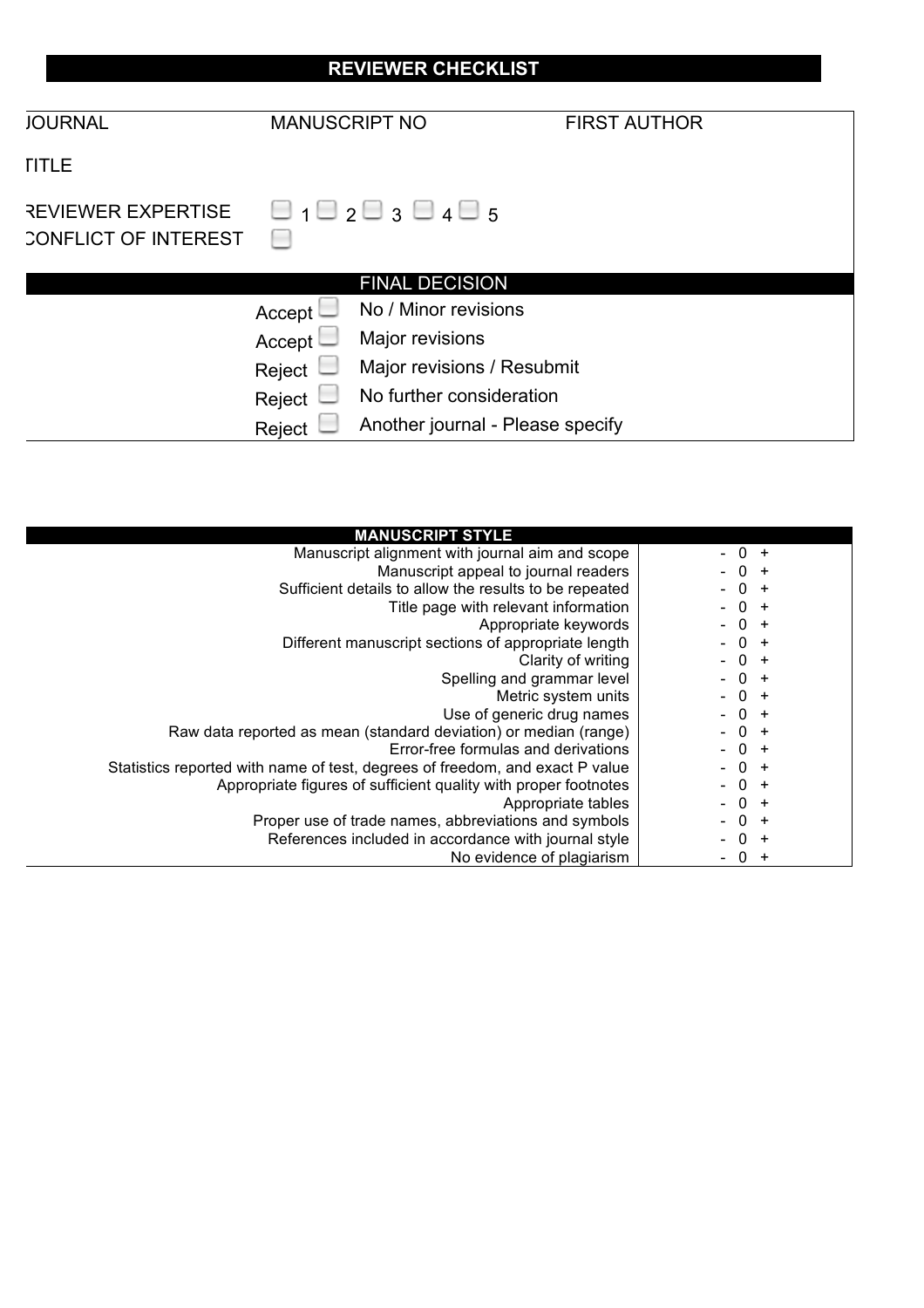## REVIEWER CHECKLIST

| JOURNAL | MANUSCRIPT NO | FIRST AUTHOR |
|---|---|---|

TITLE

REVIEWER EXPERTISE ☐ 1 ☐ 2 ☐ 3 ☐ 4 ☐ 5

CONFLICT OF INTEREST ☐

### FINAL DECISION

| | | |
|---|---|---|
| Accept | ☐ | No / Minor revisions |
| Accept | ☐ | Major revisions |
| Reject | ☐ | Major revisions / Resubmit |
| Reject | ☐ | No further consideration |
| Reject | ☐ | Another journal - Please specify |

### MANUSCRIPT STYLE

| | |
|---|---|
| Manuscript alignment with journal aim and scope | - 0 + |
| Manuscript appeal to journal readers | - 0 + |
| Sufficient details to allow the results to be repeated | - 0 + |
| Title page with relevant information | - 0 + |
| Appropriate keywords | - 0 + |
| Different manuscript sections of appropriate length | - 0 + |
| Clarity of writing | - 0 + |
| Spelling and grammar level | - 0 + |
| Metric system units | - 0 + |
| Use of generic drug names | - 0 + |
| Raw data reported as mean (standard deviation) or median (range) | - 0 + |
| Error-free formulas and derivations | - 0 + |
| Statistics reported with name of test, degrees of freedom, and exact P value | - 0 + |
| Appropriate figures of sufficient quality with proper footnotes | - 0 + |
| Appropriate tables | - 0 + |
| Proper use of trade names, abbreviations and symbols | - 0 + |
| References included in accordance with journal style | - 0 + |
| No evidence of plagiarism | - 0 + |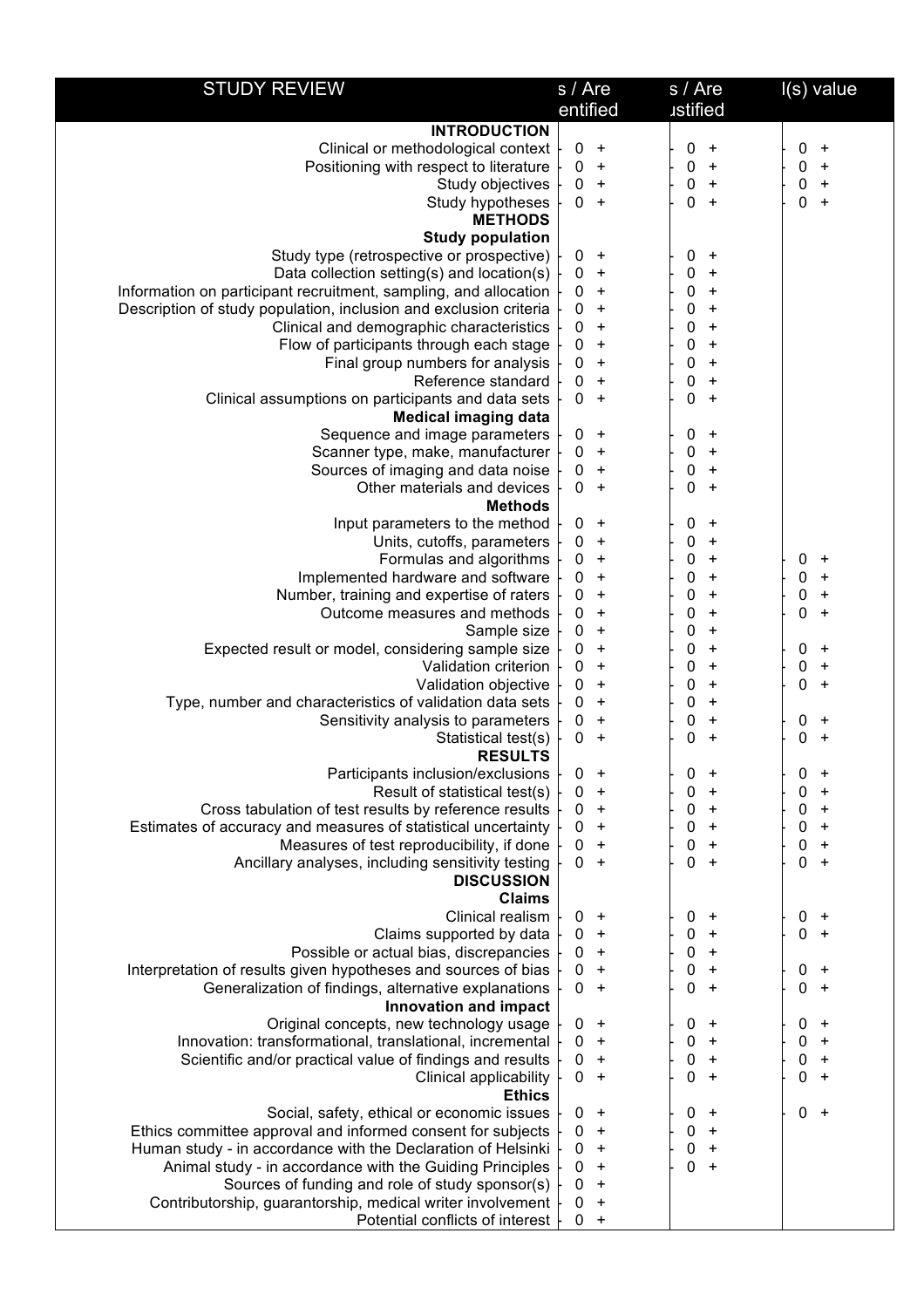| STUDY REVIEW | s / Are entified | s / Are ıstified | l(s) value |
|---|---|---|---|
| **INTRODUCTION** | | | |
| Clinical or methodological context | - 0 + | - 0 + | - 0 + |
| Positioning with respect to literature | - 0 + | - 0 + | - 0 + |
| Study objectives | - 0 + | - 0 + | - 0 + |
| Study hypotheses | - 0 + | - 0 + | - 0 + |
| **METHODS** | | | |
| **Study population** | | | |
| Study type (retrospective or prospective) | - 0 + | - 0 + | |
| Data collection setting(s) and location(s) | - 0 + | - 0 + | |
| Information on participant recruitment, sampling, and allocation | - 0 + | - 0 + | |
| Description of study population, inclusion and exclusion criteria | - 0 + | - 0 + | |
| Clinical and demographic characteristics | - 0 + | - 0 + | |
| Flow of participants through each stage | - 0 + | - 0 + | |
| Final group numbers for analysis | - 0 + | - 0 + | |
| Reference standard | - 0 + | - 0 + | |
| Clinical assumptions on participants and data sets | - 0 + | - 0 + | |
| **Medical imaging data** | | | |
| Sequence and image parameters | - 0 + | - 0 + | |
| Scanner type, make, manufacturer | - 0 + | - 0 + | |
| Sources of imaging and data noise | - 0 + | - 0 + | |
| Other materials and devices | - 0 + | - 0 + | |
| **Methods** | | | |
| Input parameters to the method | - 0 + | - 0 + | |
| Units, cutoffs, parameters | - 0 + | - 0 + | |
| Formulas and algorithms | - 0 + | - 0 + | - 0 + |
| Implemented hardware and software | - 0 + | - 0 + | - 0 + |
| Number, training and expertise of raters | - 0 + | - 0 + | - 0 + |
| Outcome measures and methods | - 0 + | - 0 + | - 0 + |
| Sample size | - 0 + | - 0 + | |
| Expected result or model, considering sample size | - 0 + | - 0 + | - 0 + |
| Validation criterion | - 0 + | - 0 + | - 0 + |
| Validation objective | - 0 + | - 0 + | - 0 + |
| Type, number and characteristics of validation data sets | - 0 + | - 0 + | |
| Sensitivity analysis to parameters | - 0 + | - 0 + | - 0 + |
| Statistical test(s) | - 0 + | - 0 + | - 0 + |
| **RESULTS** | | | |
| Participants inclusion/exclusions | - 0 + | - 0 + | - 0 + |
| Result of statistical test(s) | - 0 + | - 0 + | - 0 + |
| Cross tabulation of test results by reference results | - 0 + | - 0 + | - 0 + |
| Estimates of accuracy and measures of statistical uncertainty | - 0 + | - 0 + | - 0 + |
| Measures of test reproducibility, if done | - 0 + | - 0 + | - 0 + |
| Ancillary analyses, including sensitivity testing | - 0 + | - 0 + | - 0 + |
| **DISCUSSION** | | | |
| **Claims** | | | |
| Clinical realism | - 0 + | - 0 + | - 0 + |
| Claims supported by data | - 0 + | - 0 + | - 0 + |
| Possible or actual bias, discrepancies | - 0 + | - 0 + | |
| Interpretation of results given hypotheses and sources of bias | - 0 + | - 0 + | - 0 + |
| Generalization of findings, alternative explanations | - 0 + | - 0 + | - 0 + |
| **Innovation and impact** | | | |
| Original concepts, new technology usage | - 0 + | - 0 + | - 0 + |
| Innovation: transformational, translational, incremental | - 0 + | - 0 + | - 0 + |
| Scientific and/or practical value of findings and results | - 0 + | - 0 + | - 0 + |
| Clinical applicability | - 0 + | - 0 + | - 0 + |
| **Ethics** | | | |
| Social, safety, ethical or economic issues | - 0 + | - 0 + | - 0 + |
| Ethics committee approval and informed consent for subjects | - 0 + | - 0 + | |
| Human study - in accordance with the Declaration of Helsinki | - 0 + | - 0 + | |
| Animal study - in accordance with the Guiding Principles | - 0 + | - 0 + | |
| Sources of funding and role of study sponsor(s) | - 0 + | | |
| Contributorship, guarantorship, medical writer involvement | - 0 + | | |
| Potential conflicts of interest | - 0 + | | |